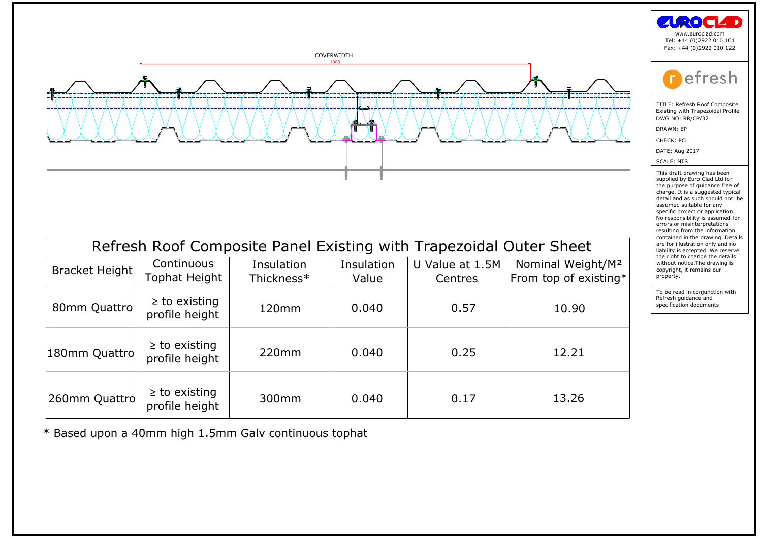COVERWIDTH
1000

# Refresh Roof Composite Panel Existing with Trapezoidal Outer Sheet

| Bracket Height | Continuous Tophat Height | Insulation Thickness* | Insulation Value | U Value at 1.5M Centres | Nominal Weight/M² From top of existing* |
|---|---|---|---|---|---|
| 80mm Quattro | ≥ to existing profile height | 120mm | 0.040 | 0.57 | 10.90 |
| 180mm Quattro | ≥ to existing profile height | 220mm | 0.040 | 0.25 | 12.21 |
| 260mm Quattro | ≥ to existing profile height | 300mm | 0.040 | 0.17 | 13.26 |

* Based upon a 40mm high 1.5mm Galv continuous tophat

EUROCLAD
www.euroclad.com
Tel: +44 (0)2922 010 101
Fax: +44 (0)2922 010 122

refresh

TITLE: Refresh Roof Composite Existing with Trapezoidal Profile
DWG NO: RR/CP/32

DRAWN: EP

CHECK: PCL

DATE: Aug 2017

SCALE: NTS

This draft drawing has been supplied by Euro Clad Ltd for the purpose of guidance free of charge. It is a suggested typical detail and as such should not be assumed suitable for any specific project or application. No responsibility is assumed for errors or misinterpretations resulting from the information contained in the drawing. Details are for illustration only and no liability is accepted. We reserve the right to change the details without notice.The drawing is copyright, it remains our property.

To be read in conjunction with Refresh guidance and specification documents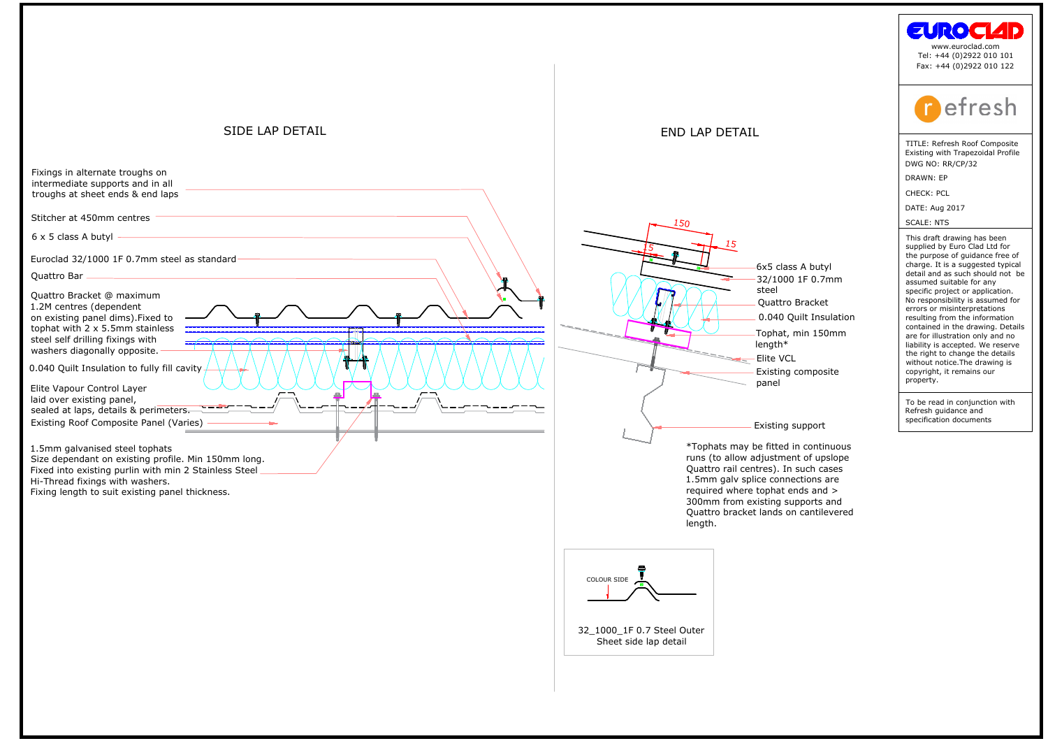## SIDE LAP DETAIL

Fixings in alternate troughs on intermediate supports and in all troughs at sheet ends & end laps

Stitcher at 450mm centres

6 x 5 class A butyl

Euroclad 32/1000 1F 0.7mm steel as standard

Quattro Bar

Quattro Bracket @ maximum 1.2M centres (dependent on existing panel dims).Fixed to tophat with 2 x 5.5mm stainless steel self drilling fixings with washers diagonally opposite.

0.040 Quilt Insulation to fully fill cavity

Elite Vapour Control Layer laid over existing panel, sealed at laps, details & perimeters.

Existing Roof Composite Panel (Varies)

1.5mm galvanised steel tophats
Size dependant on existing profile. Min 150mm long.
Fixed into existing purlin with min 2 Stainless Steel Hi-Thread fixings with washers.
Fixing length to suit existing panel thickness.

## END LAP DETAIL

150

15

15

6x5 class A butyl

32/1000 1F 0.7mm steel

Quattro Bracket

0.040 Quilt Insulation

Tophat, min 150mm length*

Elite VCL

Existing composite panel

Existing support

*Tophats may be fitted in continuous runs (to allow adjustment of upslope Quattro rail centres). In such cases 1.5mm galv splice connections are required where tophat ends and > 300mm from existing supports and Quattro bracket lands on cantilevered length.

COLOUR SIDE

32_1000_1F 0.7 Steel Outer Sheet side lap detail

---

EUROCLAD
www.euroclad.com
Tel: +44 (0)2922 010 101
Fax: +44 (0)2922 010 122

refresh

TITLE: Refresh Roof Composite Existing with Trapezoidal Profile

DWG NO: RR/CP/32

DRAWN: EP

CHECK: PCL

DATE: Aug 2017

SCALE: NTS

This draft drawing has been supplied by Euro Clad Ltd for the purpose of guidance free of charge. It is a suggested typical detail and as such should not be assumed suitable for any specific project or application. No responsibility is assumed for errors or misinterpretations resulting from the information contained in the drawing. Details are for illustration only and no liability is accepted. We reserve the right to change the details without notice.The drawing is copyright, it remains our property.

To be read in conjunction with Refresh guidance and specification documents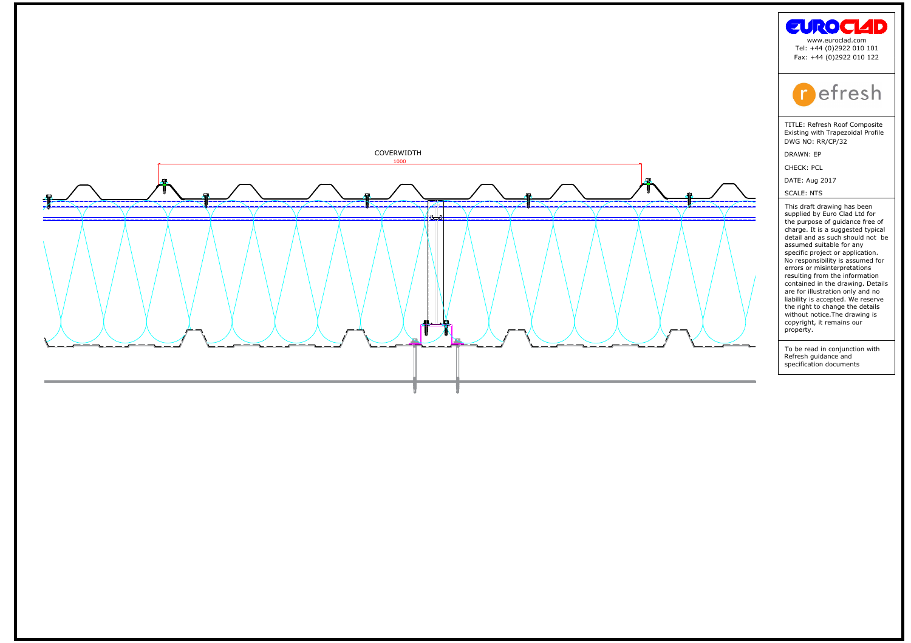COVERWIDTH

1000

EUROCLAD

www.euroclad.com

Tel: +44 (0)2922 010 101

Fax: +44 (0)2922 010 122

refresh

TITLE: Refresh Roof Composite Existing with Trapezoidal Profile

DWG NO: RR/CP/32

DRAWN: EP

CHECK: PCL

DATE: Aug 2017

SCALE: NTS

This draft drawing has been supplied by Euro Clad Ltd for the purpose of guidance free of charge. It is a suggested typical detail and as such should not be assumed suitable for any specific project or application. No responsibility is assumed for errors or misinterpretations resulting from the information contained in the drawing. Details are for illustration only and no liability is accepted. We reserve the right to change the details without notice.The drawing is copyright, it remains our property.

To be read in conjunction with Refresh guidance and specification documents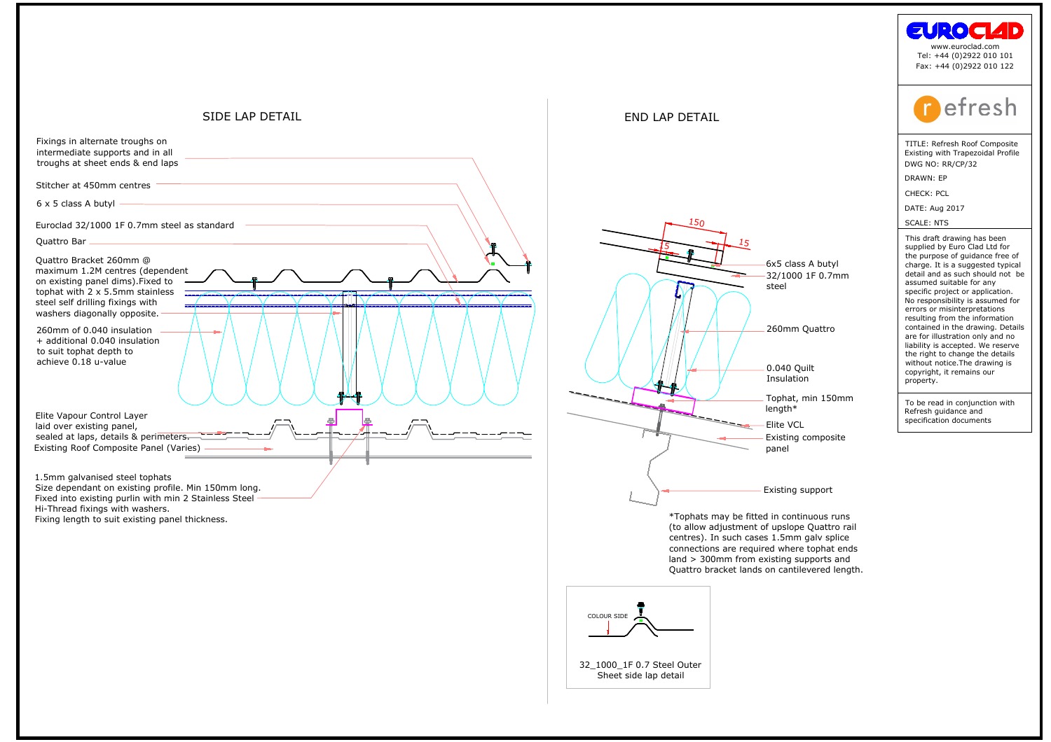## SIDE LAP DETAIL

Fixings in alternate troughs on intermediate supports and in all troughs at sheet ends & end laps

Stitcher at 450mm centres

6 x 5 class A butyl

Euroclad 32/1000 1F 0.7mm steel as standard

Quattro Bar

Quattro Bracket 260mm @ maximum 1.2M centres (dependent on existing panel dims).Fixed to tophat with 2 x 5.5mm stainless steel self drilling fixings with washers diagonally opposite.

260mm of 0.040 insulation + additional 0.040 insulation to suit tophat depth to achieve 0.18 u-value

Elite Vapour Control Layer laid over existing panel, sealed at laps, details & perimeters.

Existing Roof Composite Panel (Varies)

1.5mm galvanised steel tophats
Size dependant on existing profile. Min 150mm long.
Fixed into existing purlin with min 2 Stainless Steel
Hi-Thread fixings with washers.
Fixing length to suit existing panel thickness.

## END LAP DETAIL

150

15

15

6x5 class A butyl

32/1000 1F 0.7mm steel

260mm Quattro

0.040 Quilt Insulation

Tophat, min 150mm length*

Elite VCL

Existing composite panel

Existing support

*Tophats may be fitted in continuous runs (to allow adjustment of upslope Quattro rail centres). In such cases 1.5mm galv splice connections are required where tophat ends land > 300mm from existing supports and Quattro bracket lands on cantilevered length.

COLOUR SIDE

32_1000_1F 0.7 Steel Outer Sheet side lap detail

EUROCLAD
www.euroclad.com
Tel: +44 (0)2922 010 101
Fax: +44 (0)2922 010 122

refresh

TITLE: Refresh Roof Composite Existing with Trapezoidal Profile
DWG NO: RR/CP/32
DRAWN: EP
CHECK: PCL
DATE: Aug 2017
SCALE: NTS

This draft drawing has been supplied by Euro Clad Ltd for the purpose of guidance free of charge. It is a suggested typical detail and as such should not be assumed suitable for any specific project or application. No responsibility is assumed for errors or misinterpretations resulting from the information contained in the drawing. Details are for illustration only and no liability is accepted. We reserve the right to change the details without notice.The drawing is copyright, it remains our property.

To be read in conjunction with Refresh guidance and specification documents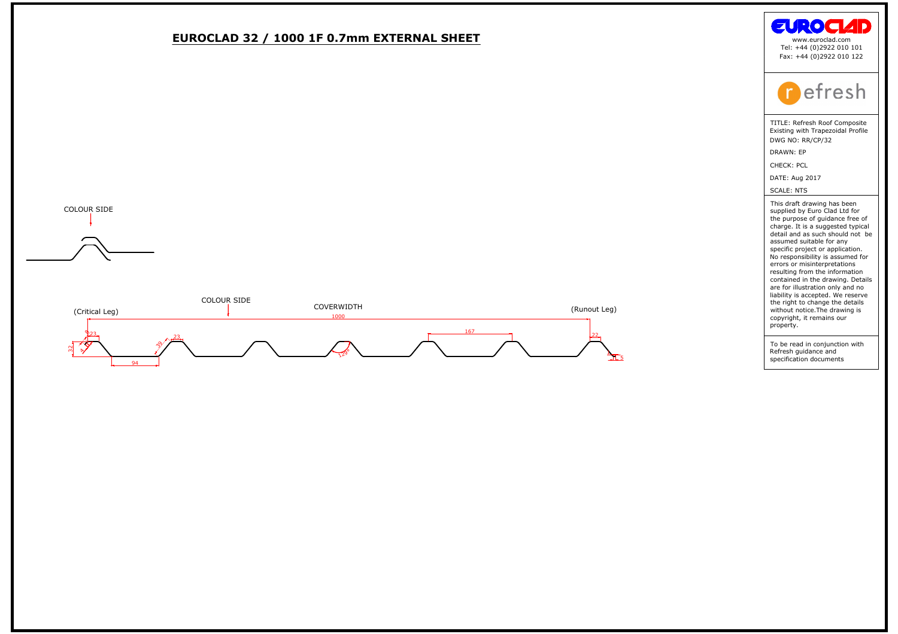# EUROCLAD 32 / 1000 1F 0.7mm EXTERNAL SHEET

COLOUR SIDE

COLOUR SIDE

COVERWIDTH

1000

(Critical Leg)

(Runout Leg)

8

23

32

4

94

39

23

129°

167

22

5

EUROCLAD

www.euroclad.com

Tel: +44 (0)2922 010 101

Fax: +44 (0)2922 010 122

refresh

TITLE: Refresh Roof Composite Existing with Trapezoidal Profile

DWG NO: RR/CP/32

DRAWN: EP

CHECK: PCL

DATE: Aug 2017

SCALE: NTS

This draft drawing has been supplied by Euro Clad Ltd for the purpose of guidance free of charge. It is a suggested typical detail and as such should not be assumed suitable for any specific project or application. No responsibility is assumed for errors or misinterpretations resulting from the information contained in the drawing. Details are for illustration only and no liability is accepted. We reserve the right to change the details without notice.The drawing is copyright, it remains our property.

To be read in conjunction with Refresh guidance and specification documents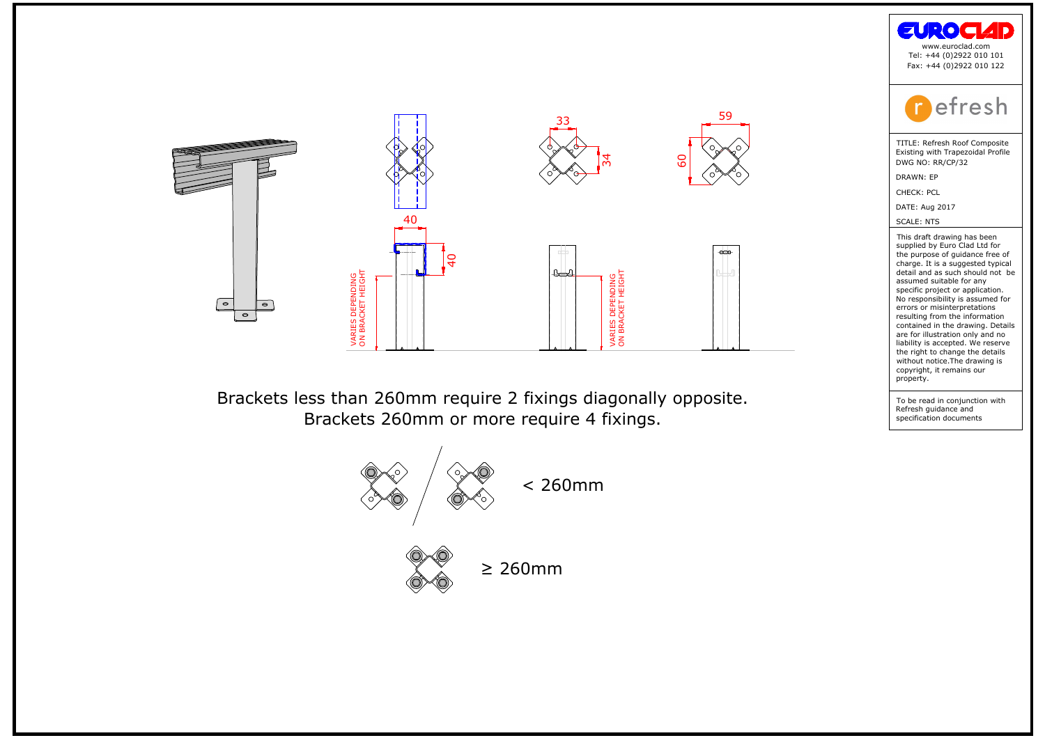33

34

59

60

40

40

VARIES DEPENDING ON BRACKET HEIGHT

VARIES DEPENDING ON BRACKET HEIGHT

Brackets less than 260mm require 2 fixings diagonally opposite.
Brackets 260mm or more require 4 fixings.

< 260mm

≥ 260mm

EUROCLAD
www.euroclad.com
Tel: +44 (0)2922 010 101
Fax: +44 (0)2922 010 122

refresh

TITLE: Refresh Roof Composite Existing with Trapezoidal Profile
DWG NO: RR/CP/32

DRAWN: EP

CHECK: PCL

DATE: Aug 2017

SCALE: NTS

This draft drawing has been supplied by Euro Clad Ltd for the purpose of guidance free of charge. It is a suggested typical detail and as such should not be assumed suitable for any specific project or application. No responsibility is assumed for errors or misinterpretations resulting from the information contained in the drawing. Details are for illustration only and no liability is accepted. We reserve the right to change the details without notice.The drawing is copyright, it remains our property.

To be read in conjunction with Refresh guidance and specification documents